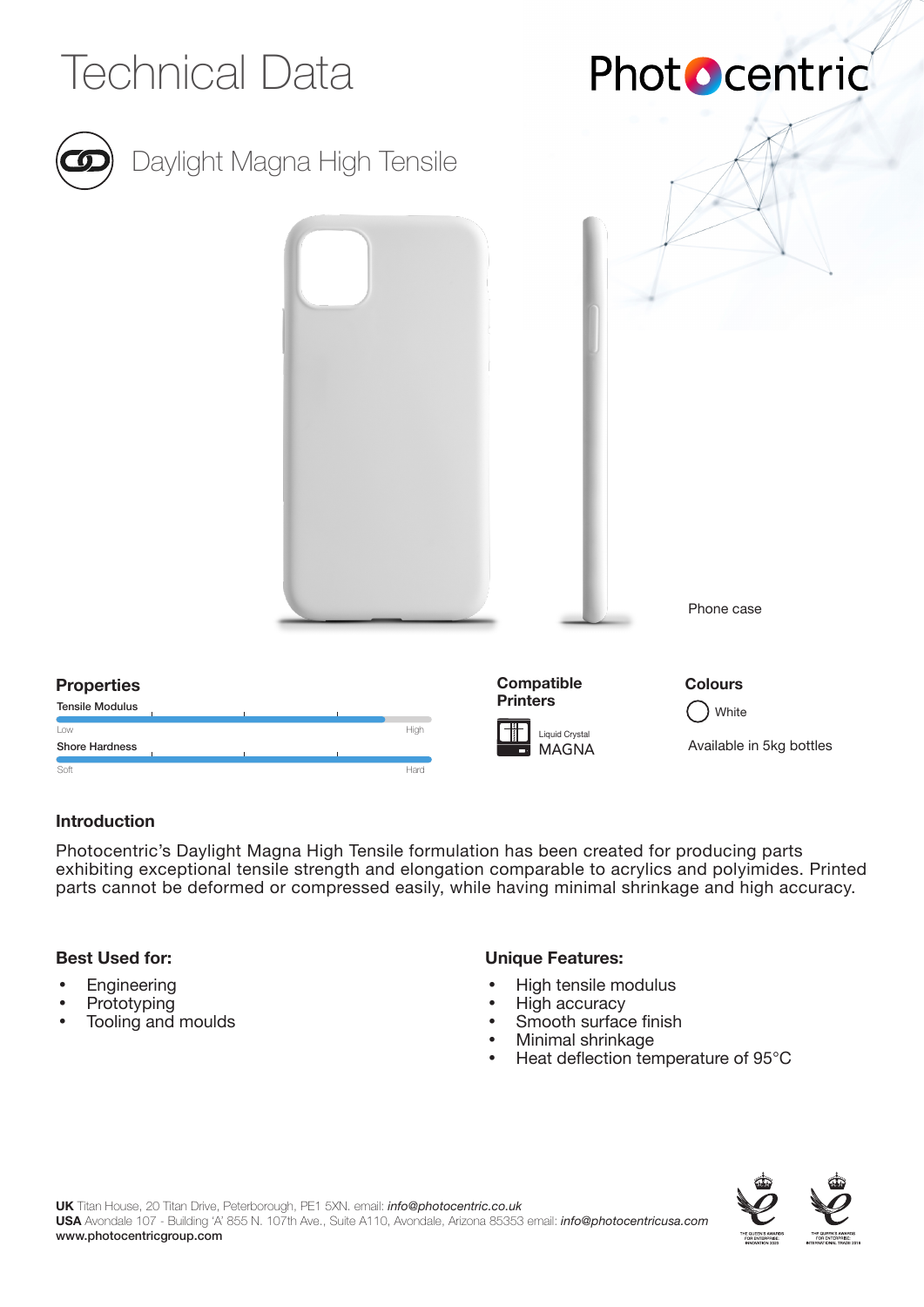# Technical Data

Photocentric

## Daylight Magna High Tensile

Phone case

### Properties

Tensile Modulus

Low — High

Shore Hardness

Soft — Hard

### Compatible Printers

Liquid Crystal MAGNA

### Colours

White

Available in 5kg bottles

### Introduction

Photocentric's Daylight Magna High Tensile formulation has been created for producing parts exhibiting exceptional tensile strength and elongation comparable to acrylics and polyimides. Printed parts cannot be deformed or compressed easily, while having minimal shrinkage and high accuracy.

### Best Used for:

- Engineering
- Prototyping
- Tooling and moulds

### Unique Features:

- High tensile modulus
- High accuracy
- Smooth surface finish
- Minimal shrinkage
- Heat deflection temperature of 95°C

**UK** Titan House, 20 Titan Drive, Peterborough, PE1 5XN. email: *info@photocentric.co.uk*
**USA** Avondale 107 - Building 'A' 855 N. 107th Ave., Suite A110, Avondale, Arizona 85353 email: *info@photocentricusa.com*
**www.photocentricgroup.com**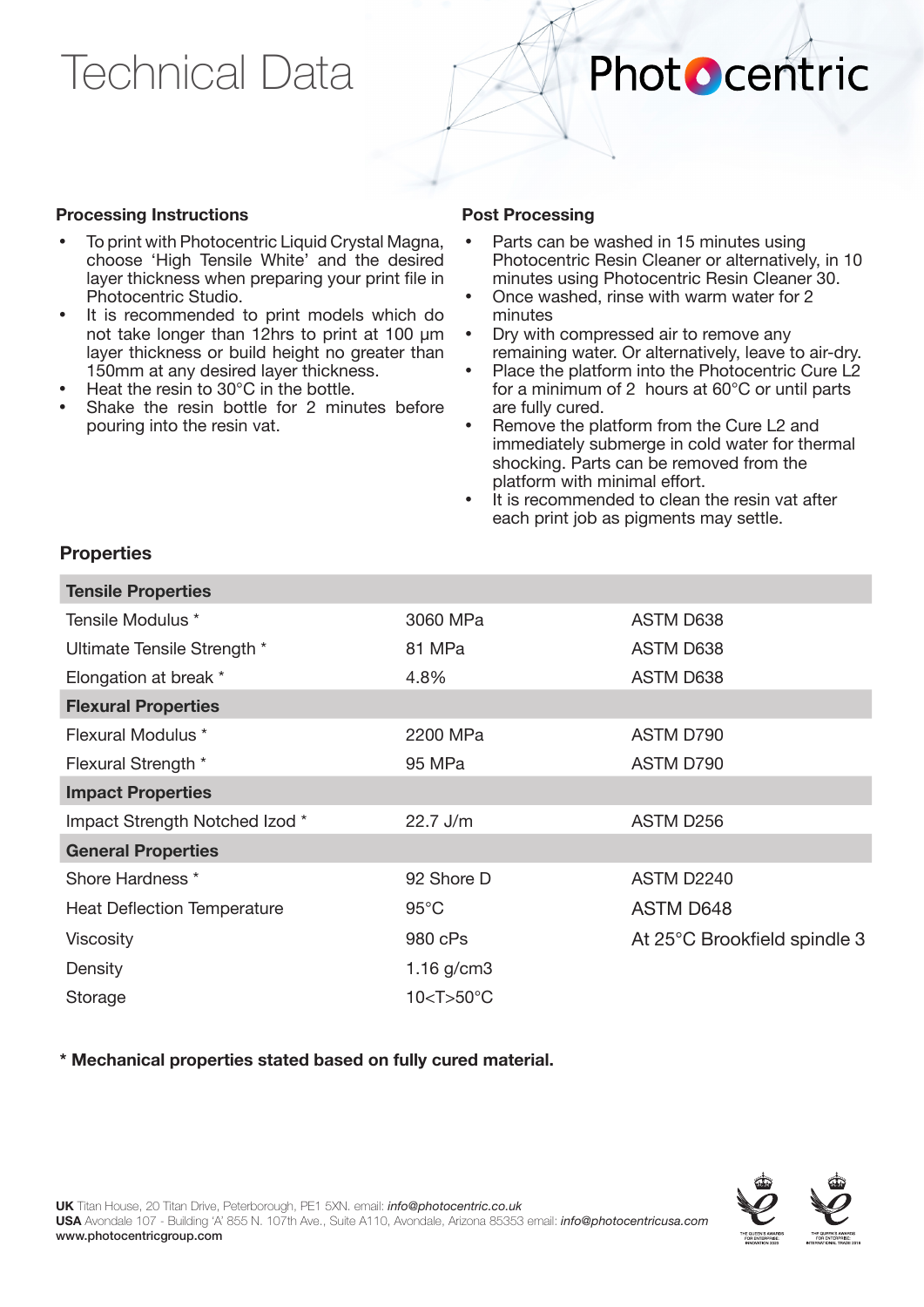# Technical Data

Photocentric

## Processing Instructions

- To print with Photocentric Liquid Crystal Magna, choose 'High Tensile White' and the desired layer thickness when preparing your print file in Photocentric Studio.
- It is recommended to print models which do not take longer than 12hrs to print at 100 µm layer thickness or build height no greater than 150mm at any desired layer thickness.
- Heat the resin to 30°C in the bottle.
- Shake the resin bottle for 2 minutes before pouring into the resin vat.

## Post Processing

- Parts can be washed in 15 minutes using Photocentric Resin Cleaner or alternatively, in 10 minutes using Photocentric Resin Cleaner 30.
- Once washed, rinse with warm water for 2 minutes
- Dry with compressed air to remove any remaining water. Or alternatively, leave to air-dry.
- Place the platform into the Photocentric Cure L2 for a minimum of 2 hours at 60°C or until parts are fully cured.
- Remove the platform from the Cure L2 and immediately submerge in cold water for thermal shocking. Parts can be removed from the platform with minimal effort.
- It is recommended to clean the resin vat after each print job as pigments may settle.

## Properties

| | | |
|---|---|---|
| **Tensile Properties** | | |
| Tensile Modulus * | 3060 MPa | ASTM D638 |
| Ultimate Tensile Strength * | 81 MPa | ASTM D638 |
| Elongation at break * | 4.8% | ASTM D638 |
| **Flexural Properties** | | |
| Flexural Modulus * | 2200 MPa | ASTM D790 |
| Flexural Strength * | 95 MPa | ASTM D790 |
| **Impact Properties** | | |
| Impact Strength Notched Izod * | 22.7 J/m | ASTM D256 |
| **General Properties** | | |
| Shore Hardness * | 92 Shore D | ASTM D2240 |
| Heat Deflection Temperature | 95°C | ASTM D648 |
| Viscosity | 980 cPs | At 25°C Brookfield spindle 3 |
| Density | 1.16 g/cm3 | |
| Storage | 10<T>50°C | |

**\* Mechanical properties stated based on fully cured material.**

**UK** Titan House, 20 Titan Drive, Peterborough, PE1 5XN. email: *info@photocentric.co.uk*
**USA** Avondale 107 - Building 'A' 855 N. 107th Ave., Suite A110, Avondale, Arizona 85353 email: *info@photocentricusa.com*
**www.photocentricgroup.com**